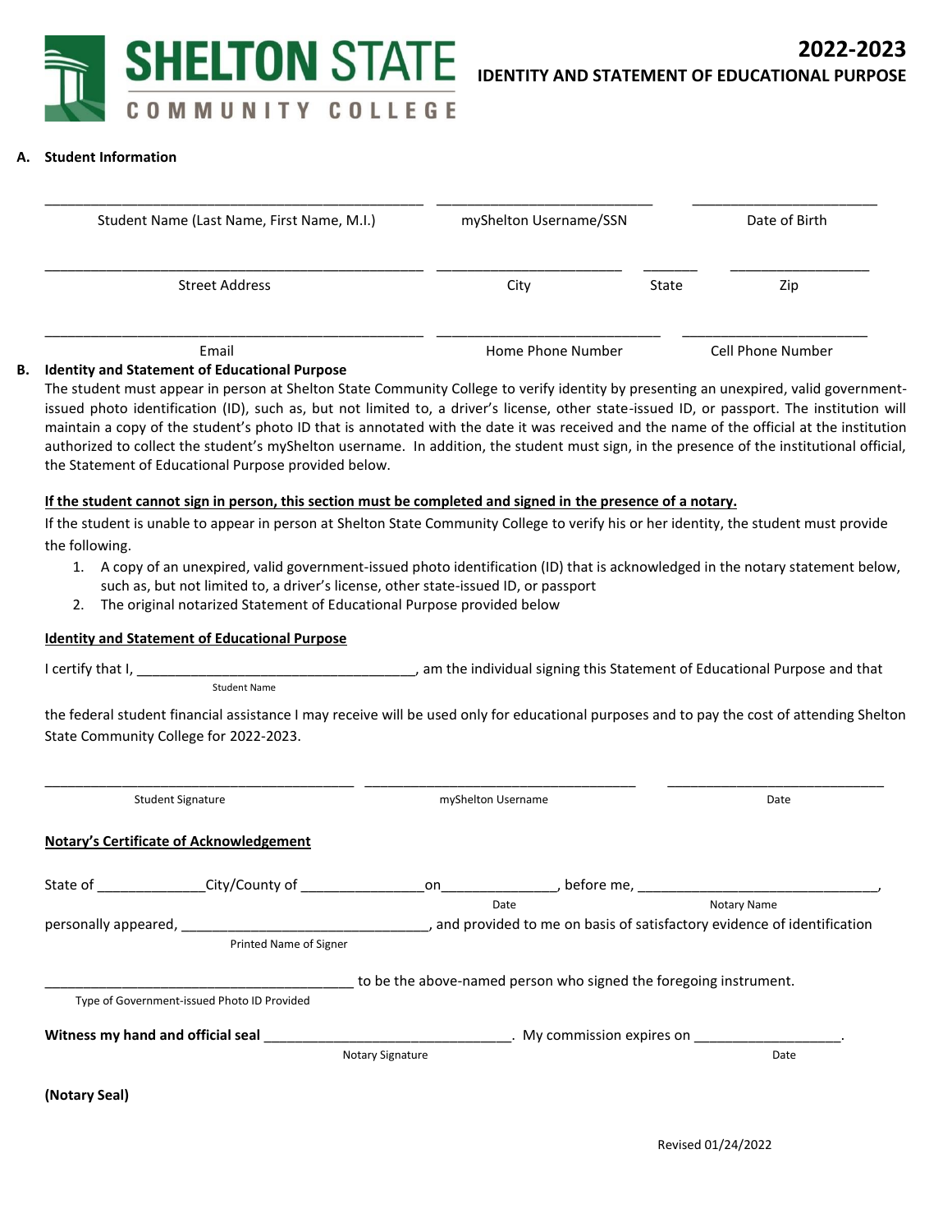# SHELTON STATE COMMUNITY COLLEGE

## 2022-2023
## IDENTITY AND STATEMENT OF EDUCATIONAL PURPOSE

**A. Student Information**

| ______________________________ | ______________________ | ______________________ |
|---|---|---|
| Student Name (Last Name, First Name, M.I.) | myShelton Username/SSN | Date of Birth |

| ______________________________ | ______________________ | _______ | ______________ |
|---|---|---|---|
| Street Address | City | State | Zip |

| ______________________________ | ______________________ | ______________________ |
|---|---|---|
| Email | Home Phone Number | Cell Phone Number |

**B. Identity and Statement of Educational Purpose**

The student must appear in person at Shelton State Community College to verify identity by presenting an unexpired, valid government-issued photo identification (ID), such as, but not limited to, a driver's license, other state-issued ID, or passport. The institution will maintain a copy of the student's photo ID that is annotated with the date it was received and the name of the official at the institution authorized to collect the student's myShelton username. In addition, the student must sign, in the presence of the institutional official, the Statement of Educational Purpose provided below.

**If the student cannot sign in person, this section must be completed and signed in the presence of a notary.**

If the student is unable to appear in person at Shelton State Community College to verify his or her identity, the student must provide the following.

1. A copy of an unexpired, valid government-issued photo identification (ID) that is acknowledged in the notary statement below, such as, but not limited to, a driver's license, other state-issued ID, or passport
2. The original notarized Statement of Educational Purpose provided below

**Identity and Statement of Educational Purpose**

I certify that I, ___________________________________ (Student Name), am the individual signing this Statement of Educational Purpose and that the federal student financial assistance I may receive will be used only for educational purposes and to pay the cost of attending Shelton State Community College for 2022-2023.

| ______________________________ | ______________________________ | ______________________ |
|---|---|---|
| Student Signature | myShelton Username | Date |

**Notary's Certificate of Acknowledgement**

State of _____________City/County of _______________on______________ (Date), before me, _______________________________ (Notary Name), personally appeared, _______________________________ (Printed Name of Signer), and provided to me on basis of satisfactory evidence of identification _______________________________________ (Type of Government-issued Photo ID Provided) to be the above-named person who signed the foregoing instrument.

**Witness my hand and official seal** _______________________________ (Notary Signature). My commission expires on __________________ (Date).

**(Notary Seal)**

Revised 01/24/2022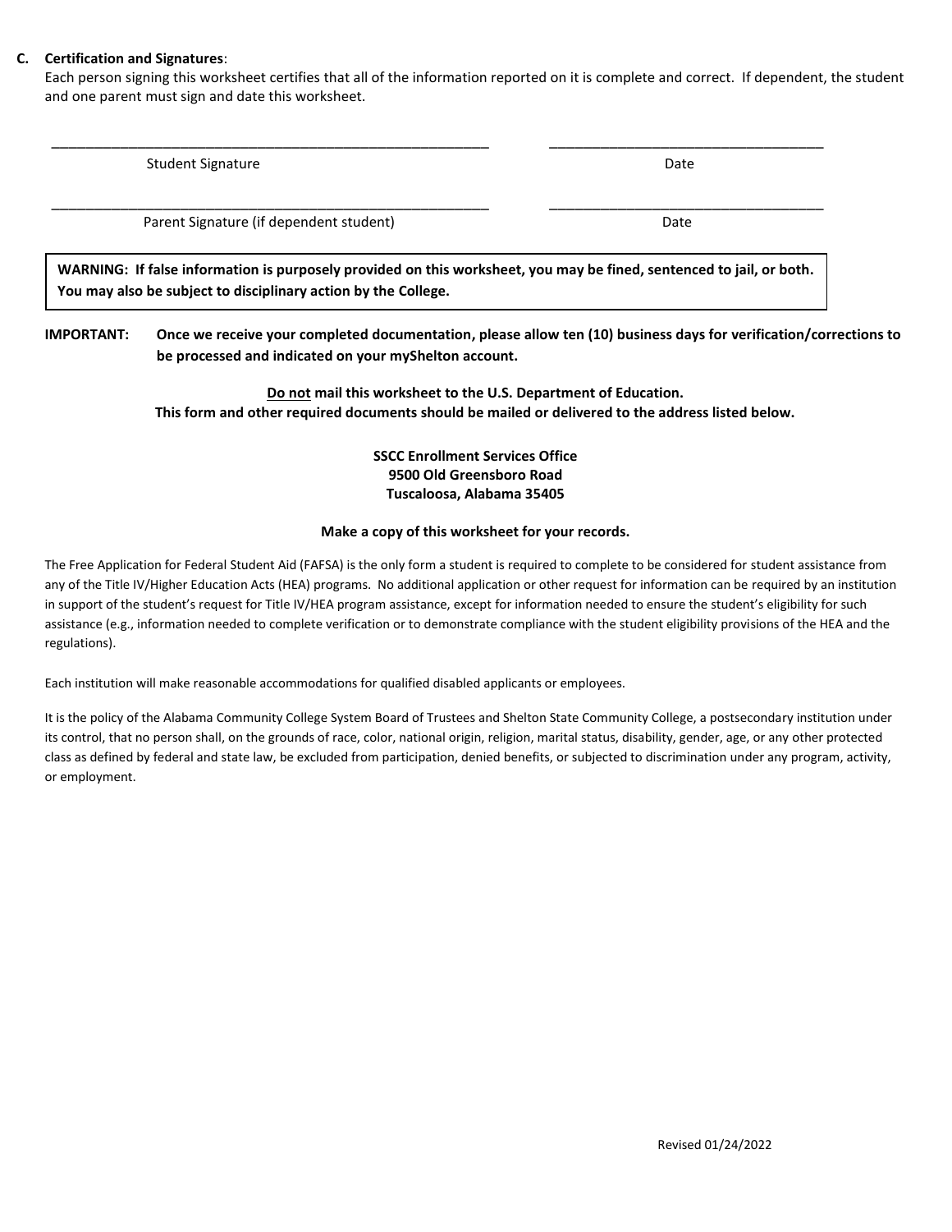**C. Certification and Signatures**:

Each person signing this worksheet certifies that all of the information reported on it is complete and correct. If dependent, the student and one parent must sign and date this worksheet.

\_\_\_\_\_\_\_\_\_\_\_\_\_\_\_\_\_\_\_\_\_\_\_\_\_\_\_\_\_\_\_\_\_\_\_\_\_\_\_\_\_\_\_\_\_\_\_\_ \_\_\_\_\_\_\_\_\_\_\_\_\_\_\_\_\_\_\_\_\_\_\_\_\_\_\_\_\_\_\_\_

Student Signature Date

\_\_\_\_\_\_\_\_\_\_\_\_\_\_\_\_\_\_\_\_\_\_\_\_\_\_\_\_\_\_\_\_\_\_\_\_\_\_\_\_\_\_\_\_\_\_\_\_ \_\_\_\_\_\_\_\_\_\_\_\_\_\_\_\_\_\_\_\_\_\_\_\_\_\_\_\_\_\_\_\_

Parent Signature (if dependent student) Date

**WARNING: If false information is purposely provided on this worksheet, you may be fined, sentenced to jail, or both. You may also be subject to disciplinary action by the College.**

**IMPORTANT: Once we receive your completed documentation, please allow ten (10) business days for verification/corrections to be processed and indicated on your myShelton account.**

**<u>Do not</u> mail this worksheet to the U.S. Department of Education.**
**This form and other required documents should be mailed or delivered to the address listed below.**

**SSCC Enrollment Services Office**
**9500 Old Greensboro Road**
**Tuscaloosa, Alabama 35405**

**Make a copy of this worksheet for your records.**

The Free Application for Federal Student Aid (FAFSA) is the only form a student is required to complete to be considered for student assistance from any of the Title IV/Higher Education Acts (HEA) programs. No additional application or other request for information can be required by an institution in support of the student's request for Title IV/HEA program assistance, except for information needed to ensure the student's eligibility for such assistance (e.g., information needed to complete verification or to demonstrate compliance with the student eligibility provisions of the HEA and the regulations).

Each institution will make reasonable accommodations for qualified disabled applicants or employees.

It is the policy of the Alabama Community College System Board of Trustees and Shelton State Community College, a postsecondary institution under its control, that no person shall, on the grounds of race, color, national origin, religion, marital status, disability, gender, age, or any other protected class as defined by federal and state law, be excluded from participation, denied benefits, or subjected to discrimination under any program, activity, or employment.

Revised 01/24/2022